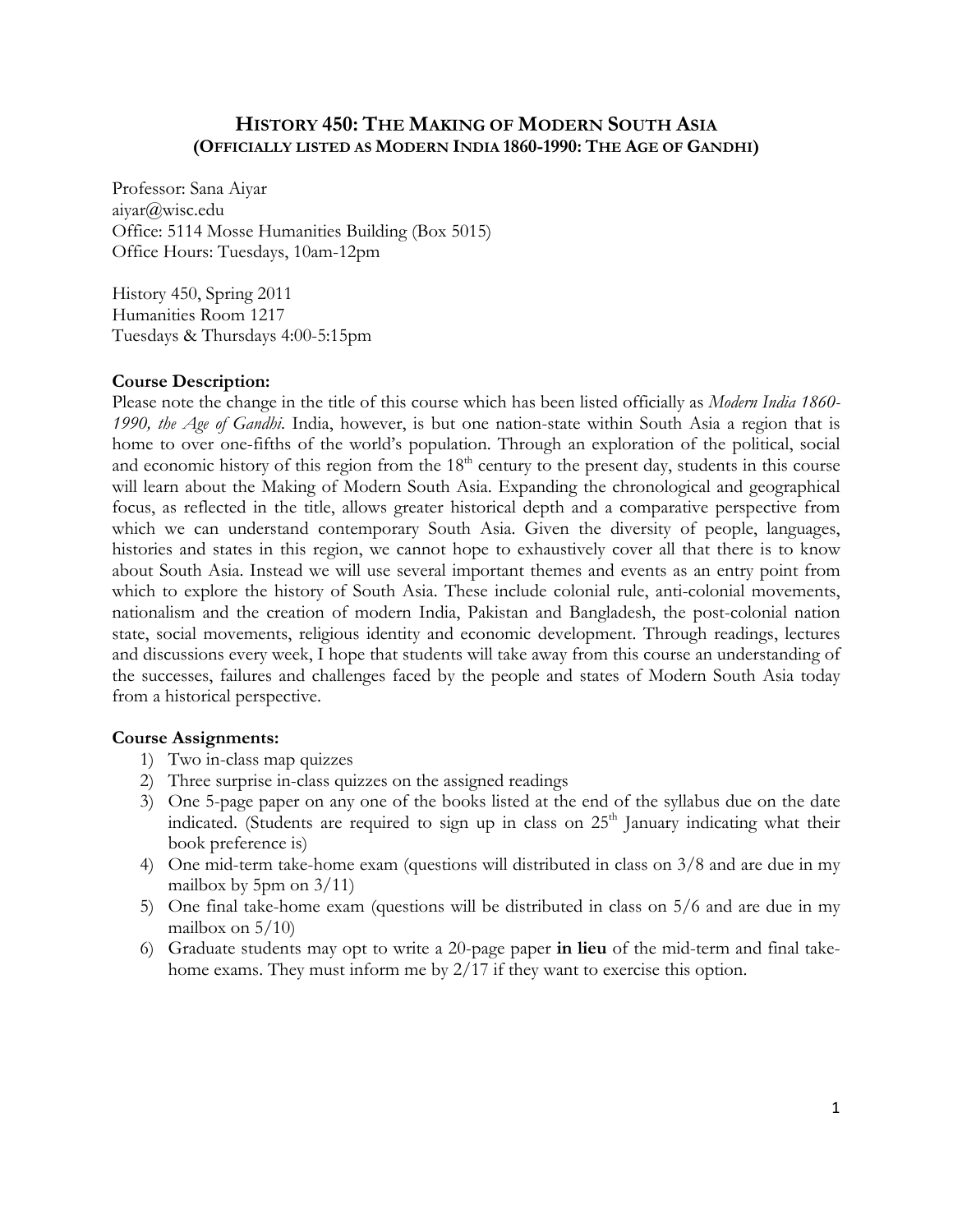# HISTORY 450: THE MAKING OF MODERN SOUTH ASIA
## (OFFICIALLY LISTED AS MODERN INDIA 1860-1990: THE AGE OF GANDHI)

Professor: Sana Aiyar
aiyar@wisc.edu
Office: 5114 Mosse Humanities Building (Box 5015)
Office Hours: Tuesdays, 10am-12pm

History 450, Spring 2011
Humanities Room 1217
Tuesdays & Thursdays 4:00-5:15pm

**Course Description:**
Please note the change in the title of this course which has been listed officially as *Modern India 1860-1990, the Age of Gandhi*. India, however, is but one nation-state within South Asia a region that is home to over one-fifths of the world's population. Through an exploration of the political, social and economic history of this region from the 18th century to the present day, students in this course will learn about the Making of Modern South Asia. Expanding the chronological and geographical focus, as reflected in the title, allows greater historical depth and a comparative perspective from which we can understand contemporary South Asia. Given the diversity of people, languages, histories and states in this region, we cannot hope to exhaustively cover all that there is to know about South Asia. Instead we will use several important themes and events as an entry point from which to explore the history of South Asia. These include colonial rule, anti-colonial movements, nationalism and the creation of modern India, Pakistan and Bangladesh, the post-colonial nation state, social movements, religious identity and economic development. Through readings, lectures and discussions every week, I hope that students will take away from this course an understanding of the successes, failures and challenges faced by the people and states of Modern South Asia today from a historical perspective.

**Course Assignments:**

1) Two in-class map quizzes
2) Three surprise in-class quizzes on the assigned readings
3) One 5-page paper on any one of the books listed at the end of the syllabus due on the date indicated. (Students are required to sign up in class on 25th January indicating what their book preference is)
4) One mid-term take-home exam (questions will distributed in class on 3/8 and are due in my mailbox by 5pm on 3/11)
5) One final take-home exam (questions will be distributed in class on 5/6 and are due in my mailbox on 5/10)
6) Graduate students may opt to write a 20-page paper **in lieu** of the mid-term and final take-home exams. They must inform me by 2/17 if they want to exercise this option.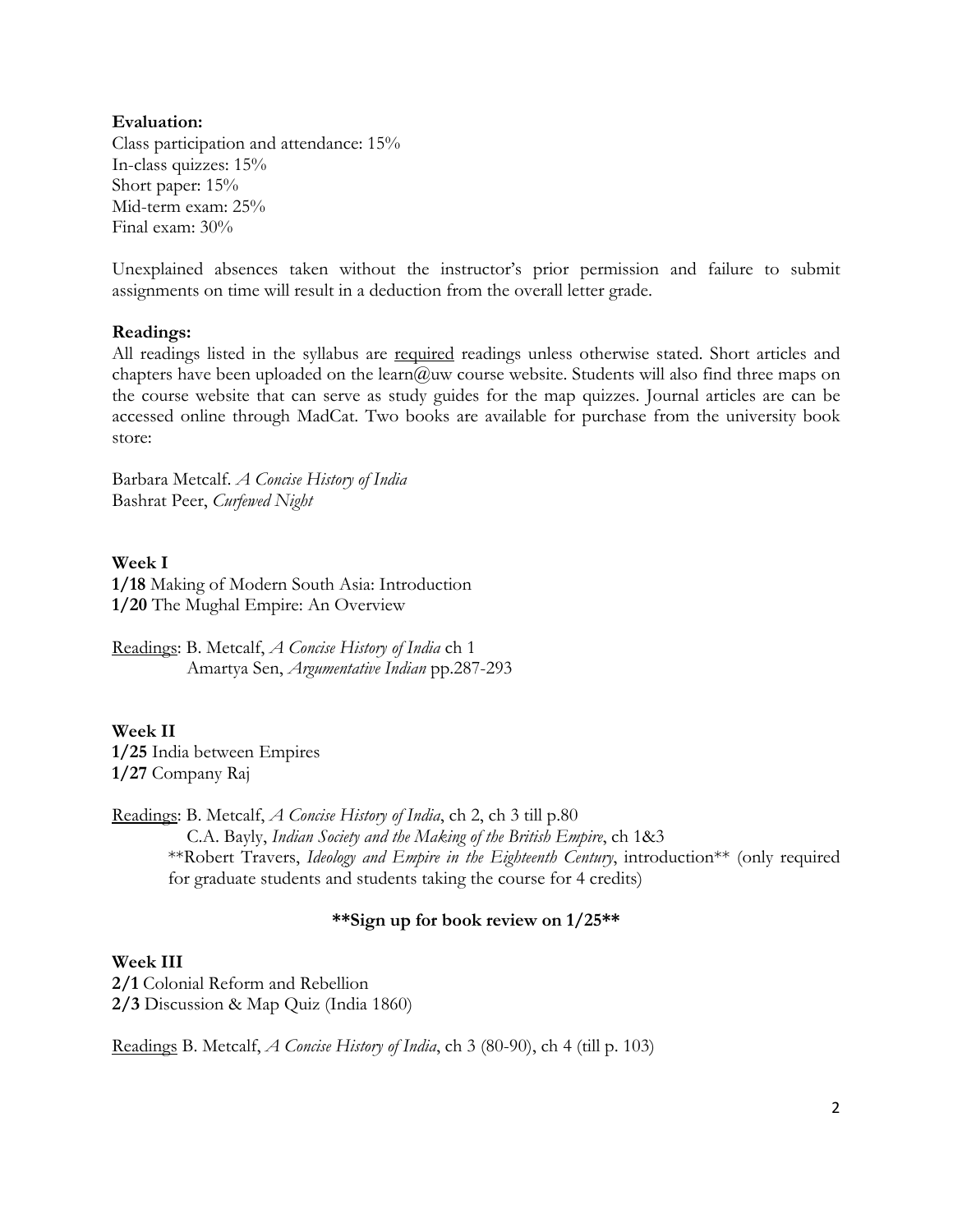**Evaluation:**
Class participation and attendance: 15%
In-class quizzes: 15%
Short paper: 15%
Mid-term exam: 25%
Final exam: 30%

Unexplained absences taken without the instructor's prior permission and failure to submit assignments on time will result in a deduction from the overall letter grade.

**Readings:**
All readings listed in the syllabus are <u>required</u> readings unless otherwise stated. Short articles and chapters have been uploaded on the learn@uw course website. Students will also find three maps on the course website that can serve as study guides for the map quizzes. Journal articles are can be accessed online through MadCat. Two books are available for purchase from the university book store:

Barbara Metcalf. *A Concise History of India*
Bashrat Peer, *Curfewed Night*

**Week I**
**1/18** Making of Modern South Asia: Introduction
**1/20** The Mughal Empire: An Overview

<u>Readings</u>: B. Metcalf, *A Concise History of India* ch 1
Amartya Sen, *Argumentative Indian* pp.287-293

**Week II**
**1/25** India between Empires
**1/27** Company Raj

<u>Readings</u>: B. Metcalf, *A Concise History of India*, ch 2, ch 3 till p.80
C.A. Bayly, *Indian Society and the Making of the British Empire*, ch 1&3
**Robert Travers, *Ideology and Empire in the Eighteenth Century*, introduction** (only required for graduate students and students taking the course for 4 credits)

**\*\*Sign up for book review on 1/25\*\***

**Week III**
**2/1** Colonial Reform and Rebellion
**2/3** Discussion & Map Quiz (India 1860)

<u>Readings</u> B. Metcalf, *A Concise History of India*, ch 3 (80-90), ch 4 (till p. 103)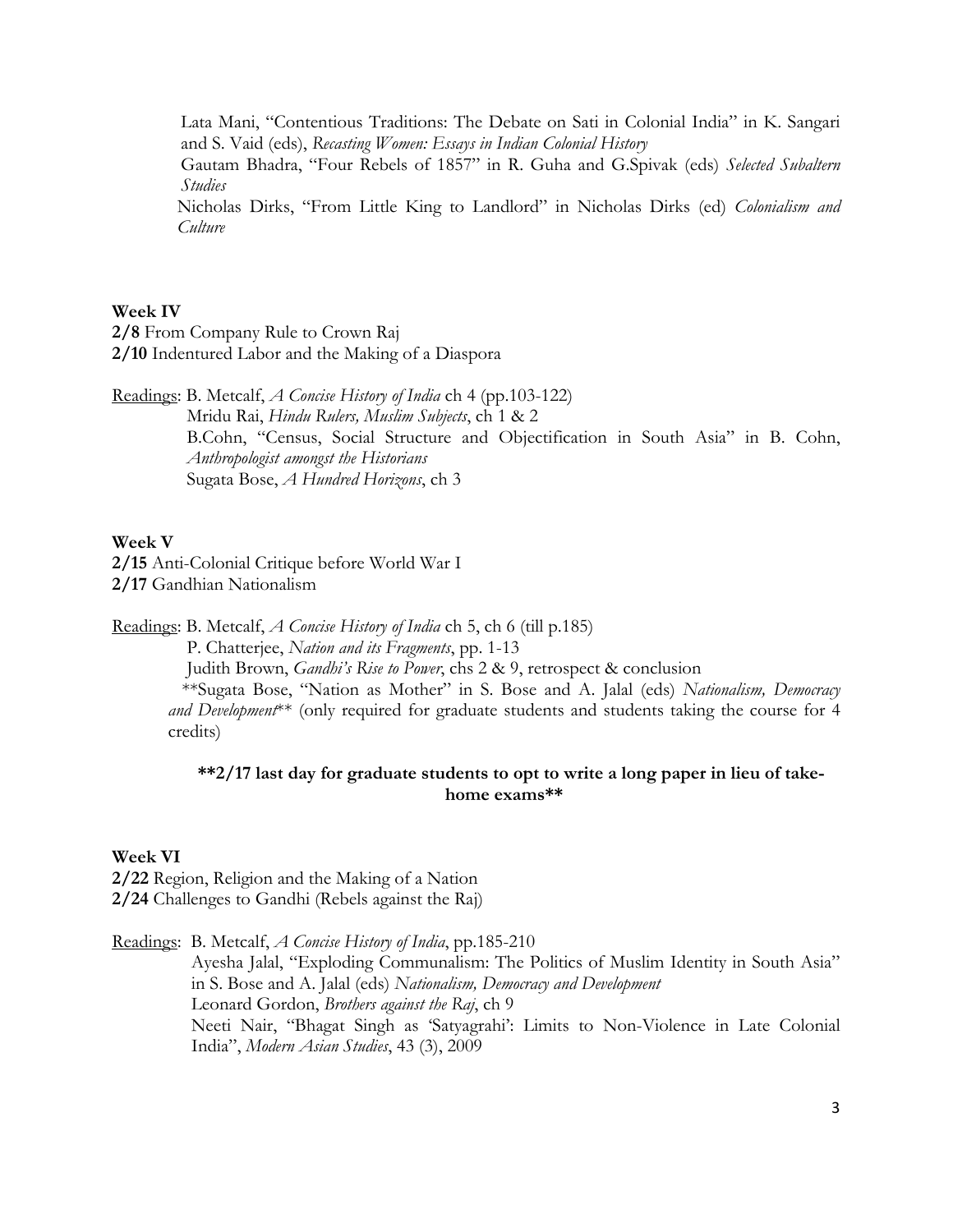Lata Mani, "Contentious Traditions: The Debate on Sati in Colonial India" in K. Sangari and S. Vaid (eds), *Recasting Women: Essays in Indian Colonial History*
Gautam Bhadra, "Four Rebels of 1857" in R. Guha and G.Spivak (eds) *Selected Subaltern Studies*
Nicholas Dirks, "From Little King to Landlord" in Nicholas Dirks (ed) *Colonialism and Culture*

**Week IV**

**2/8** From Company Rule to Crown Raj
**2/10** Indentured Labor and the Making of a Diaspora

Readings: B. Metcalf, *A Concise History of India* ch 4 (pp.103-122)
Mridu Rai, *Hindu Rulers, Muslim Subjects*, ch 1 & 2
B.Cohn, "Census, Social Structure and Objectification in South Asia" in B. Cohn, *Anthropologist amongst the Historians*
Sugata Bose, *A Hundred Horizons*, ch 3

**Week V**

**2/15** Anti-Colonial Critique before World War I
**2/17** Gandhian Nationalism

Readings: B. Metcalf, *A Concise History of India* ch 5, ch 6 (till p.185)
P. Chatterjee, *Nation and its Fragments*, pp. 1-13
Judith Brown, *Gandhi's Rise to Power*, chs 2 & 9, retrospect & conclusion
**Sugata Bose, "Nation as Mother" in S. Bose and A. Jalal (eds) *Nationalism, Democracy and Development*** (only required for graduate students and students taking the course for 4 credits)

**\*\*2/17 last day for graduate students to opt to write a long paper in lieu of take-home exams\*\***

**Week VI**

**2/22** Region, Religion and the Making of a Nation
**2/24** Challenges to Gandhi (Rebels against the Raj)

Readings: B. Metcalf, *A Concise History of India*, pp.185-210
Ayesha Jalal, "Exploding Communalism: The Politics of Muslim Identity in South Asia" in S. Bose and A. Jalal (eds) *Nationalism, Democracy and Development*
Leonard Gordon, *Brothers against the Raj*, ch 9
Neeti Nair, "Bhagat Singh as 'Satyagrahi': Limits to Non-Violence in Late Colonial India", *Modern Asian Studies*, 43 (3), 2009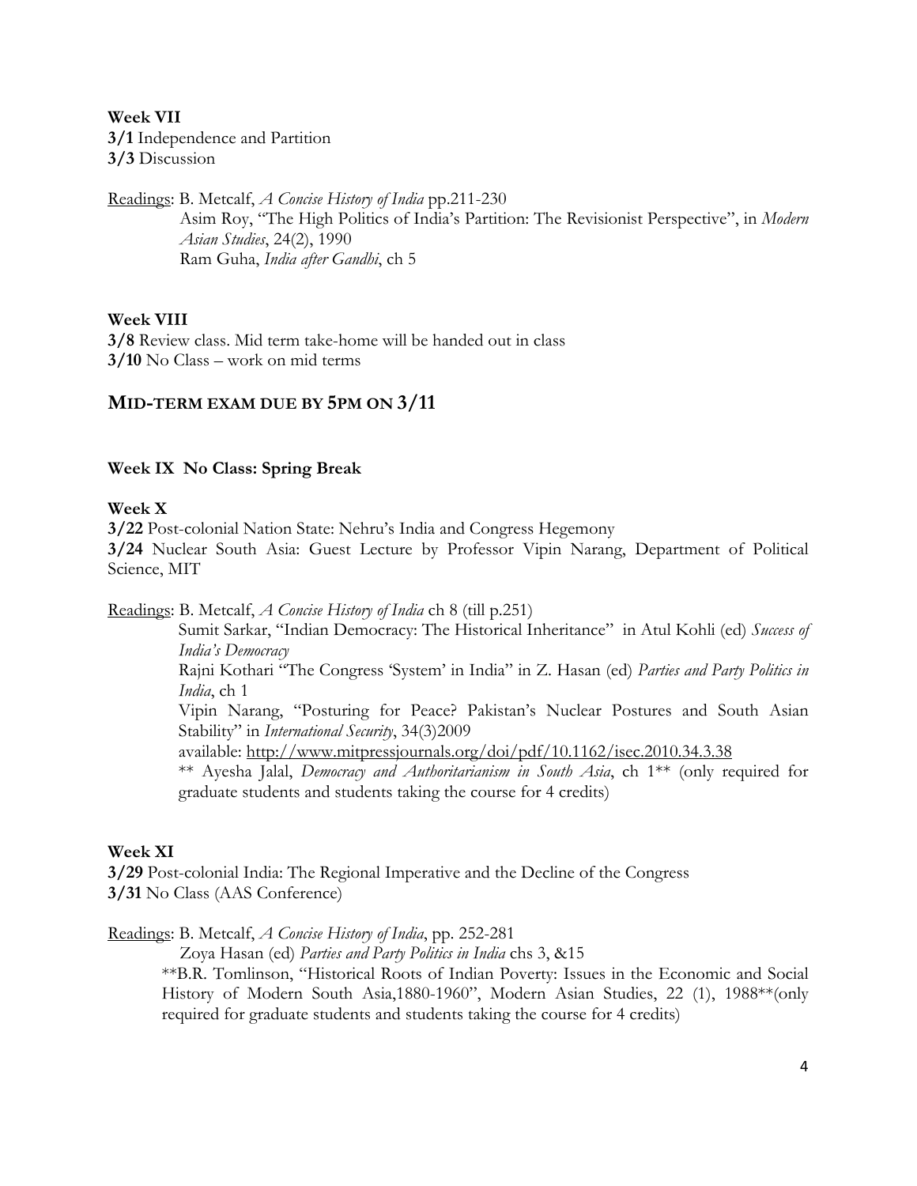**Week VII**

**3/1** Independence and Partition

**3/3** Discussion

Readings: B. Metcalf, *A Concise History of India* pp.211-230

Asim Roy, "The High Politics of India's Partition: The Revisionist Perspective", in *Modern Asian Studies*, 24(2), 1990

Ram Guha, *India after Gandhi*, ch 5

**Week VIII**

**3/8** Review class. Mid term take-home will be handed out in class

**3/10** No Class – work on mid terms

## MID-TERM EXAM DUE BY 5PM ON 3/11

**Week IX No Class: Spring Break**

**Week X**

**3/22** Post-colonial Nation State: Nehru's India and Congress Hegemony

**3/24** Nuclear South Asia: Guest Lecture by Professor Vipin Narang, Department of Political Science, MIT

Readings: B. Metcalf, *A Concise History of India* ch 8 (till p.251)

Sumit Sarkar, "Indian Democracy: The Historical Inheritance" in Atul Kohli (ed) *Success of India's Democracy*

Rajni Kothari "The Congress 'System' in India" in Z. Hasan (ed) *Parties and Party Politics in India*, ch 1

Vipin Narang, "Posturing for Peace? Pakistan's Nuclear Postures and South Asian Stability" in *International Security*, 34(3)2009

available: http://www.mitpressjournals.org/doi/pdf/10.1162/isec.2010.34.3.38

** Ayesha Jalal, *Democracy and Authoritarianism in South Asia*, ch 1** (only required for graduate students and students taking the course for 4 credits)

**Week XI**

**3/29** Post-colonial India: The Regional Imperative and the Decline of the Congress

**3/31** No Class (AAS Conference)

Readings: B. Metcalf, *A Concise History of India*, pp. 252-281

Zoya Hasan (ed) *Parties and Party Politics in India* chs 3, &15

**B.R. Tomlinson, "Historical Roots of Indian Poverty: Issues in the Economic and Social History of Modern South Asia,1880-1960", Modern Asian Studies, 22 (1), 1988**(only required for graduate students and students taking the course for 4 credits)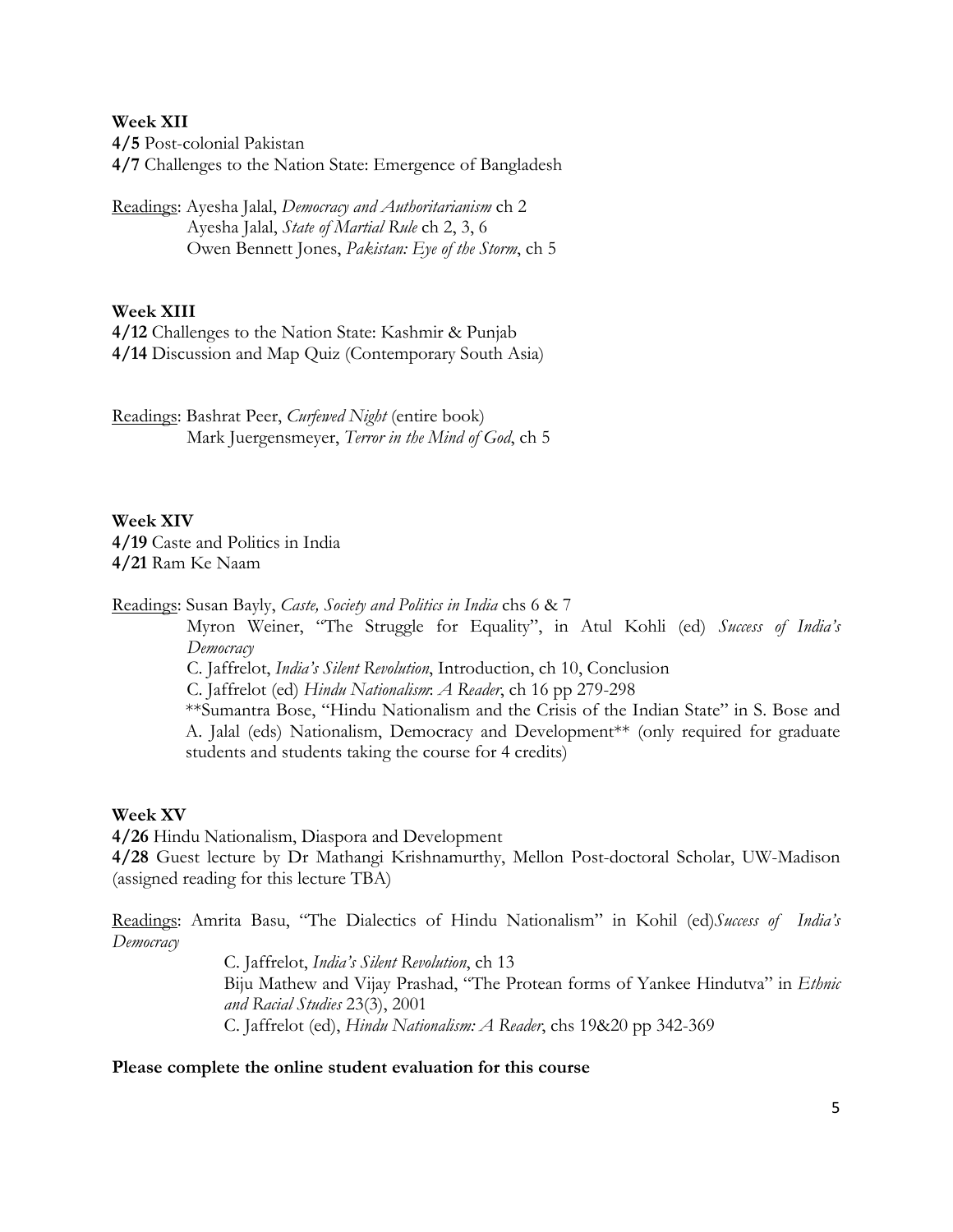**Week XII**

**4/5** Post-colonial Pakistan
**4/7** Challenges to the Nation State: Emergence of Bangladesh

Readings: Ayesha Jalal, *Democracy and Authoritarianism* ch 2
Ayesha Jalal, *State of Martial Rule* ch 2, 3, 6
Owen Bennett Jones, *Pakistan: Eye of the Storm*, ch 5

**Week XIII**

**4/12** Challenges to the Nation State: Kashmir & Punjab
**4/14** Discussion and Map Quiz (Contemporary South Asia)

Readings: Bashrat Peer, *Curfewed Night* (entire book)
Mark Juergensmeyer, *Terror in the Mind of God*, ch 5

**Week XIV**

**4/19** Caste and Politics in India
**4/21** Ram Ke Naam

Readings: Susan Bayly, *Caste, Society and Politics in India* chs 6 & 7
Myron Weiner, "The Struggle for Equality", in Atul Kohli (ed) *Success of India's Democracy*
C. Jaffrelot, *India's Silent Revolution*, Introduction, ch 10, Conclusion
C. Jaffrelot (ed) *Hindu Nationalism: A Reader*, ch 16 pp 279-298
**Sumantra Bose, "Hindu Nationalism and the Crisis of the Indian State" in S. Bose and A. Jalal (eds) Nationalism, Democracy and Development** (only required for graduate students and students taking the course for 4 credits)

**Week XV**

**4/26** Hindu Nationalism, Diaspora and Development
**4/28** Guest lecture by Dr Mathangi Krishnamurthy, Mellon Post-doctoral Scholar, UW-Madison (assigned reading for this lecture TBA)

Readings: Amrita Basu, "The Dialectics of Hindu Nationalism" in Kohil (ed)*Success of India's Democracy*
C. Jaffrelot, *India's Silent Revolution*, ch 13
Biju Mathew and Vijay Prashad, "The Protean forms of Yankee Hindutva" in *Ethnic and Racial Studies* 23(3), 2001
C. Jaffrelot (ed), *Hindu Nationalism: A Reader*, chs 19&20 pp 342-369

**Please complete the online student evaluation for this course**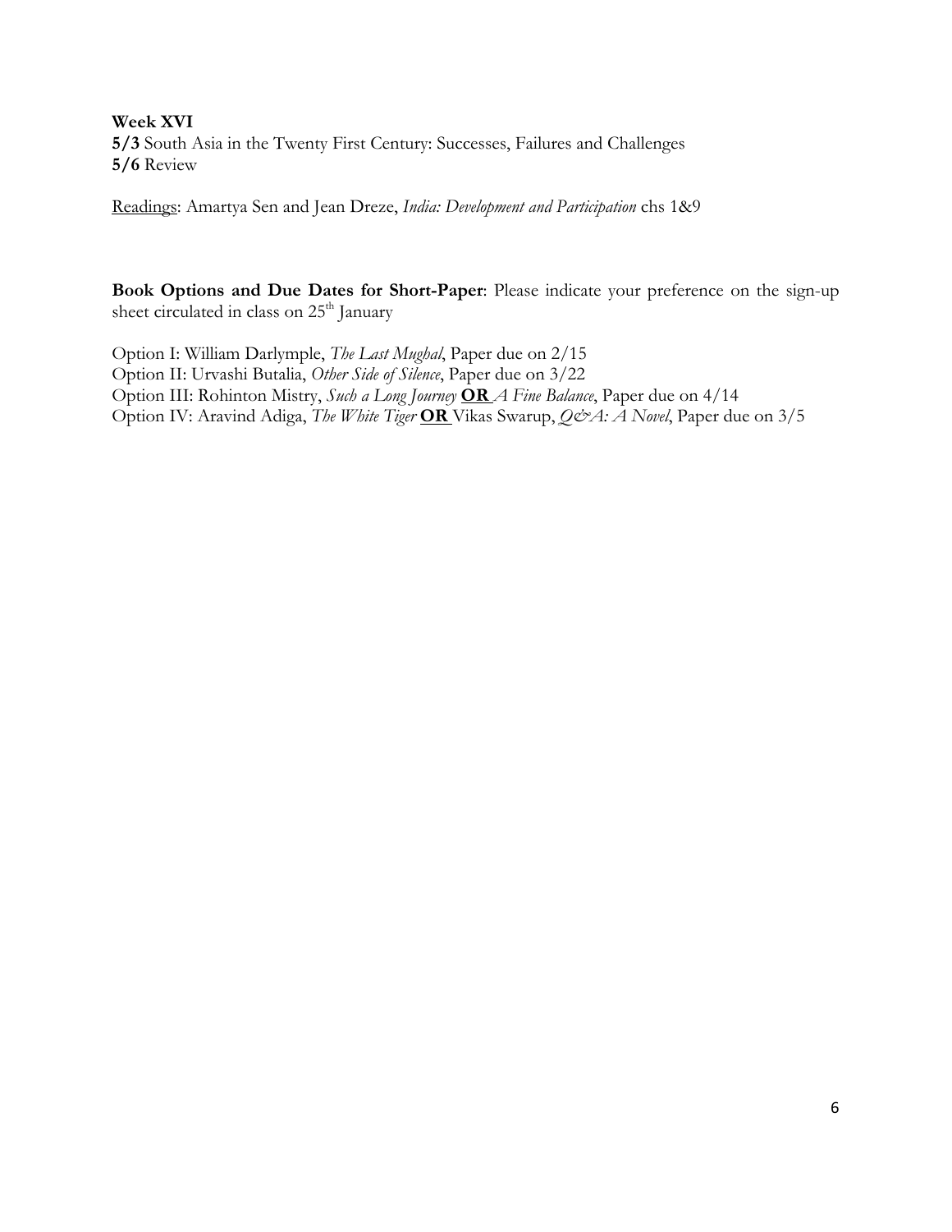**Week XVI**
**5/3** South Asia in the Twenty First Century: Successes, Failures and Challenges
**5/6** Review

Readings: Amartya Sen and Jean Dreze, *India: Development and Participation* chs 1&9

**Book Options and Due Dates for Short-Paper**: Please indicate your preference on the sign-up sheet circulated in class on 25th January

Option I: William Darlymple, *The Last Mughal*, Paper due on 2/15
Option II: Urvashi Butalia, *Other Side of Silence*, Paper due on 3/22
Option III: Rohinton Mistry, *Such a Long Journey* **OR** *A Fine Balance*, Paper due on 4/14
Option IV: Aravind Adiga, *The White Tiger* **OR** Vikas Swarup, *Q&A: A Novel*, Paper due on 3/5